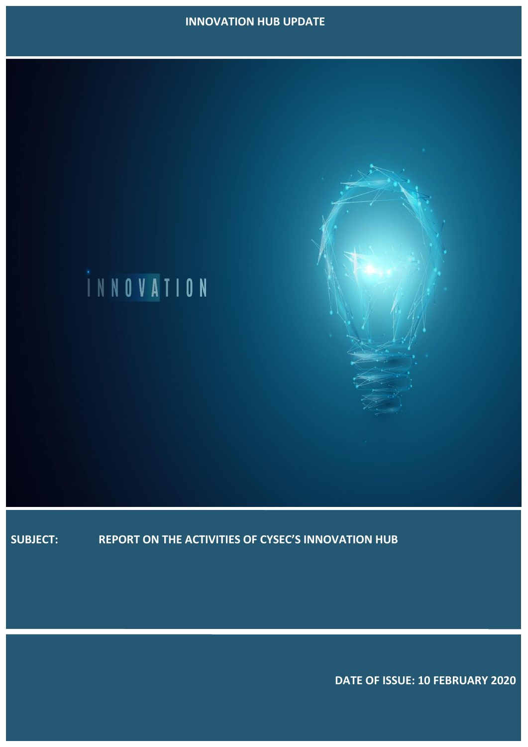# INNOVATION HUB UPDATE

**SUBJECT:** **REPORT ON THE ACTIVITIES OF CYSEC'S INNOVATION HUB**

**DATE OF ISSUE: 10 FEBRUARY 2020**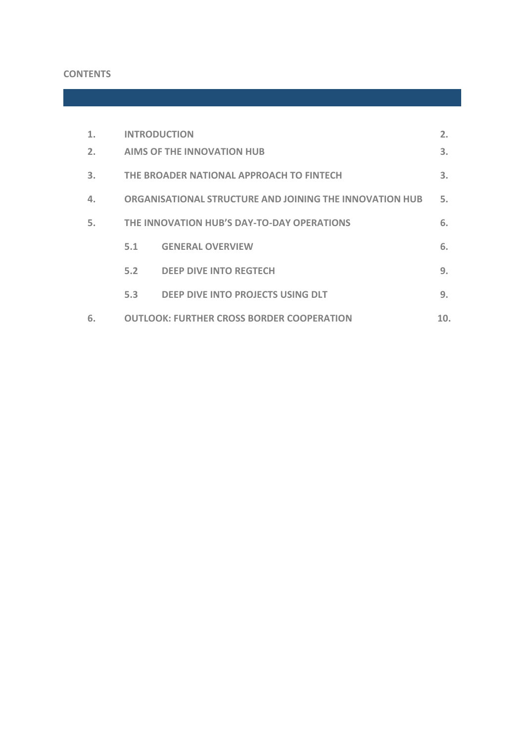**CONTENTS**

| | | | |
|---|---|---|---|
| 1. | INTRODUCTION | | 2. |
| 2. | AIMS OF THE INNOVATION HUB | | 3. |
| 3. | THE BROADER NATIONAL APPROACH TO FINTECH | | 3. |
| 4. | ORGANISATIONAL STRUCTURE AND JOINING THE INNOVATION HUB | | 5. |
| 5. | THE INNOVATION HUB'S DAY-TO-DAY OPERATIONS | | 6. |
| | 5.1 | GENERAL OVERVIEW | 6. |
| | 5.2 | DEEP DIVE INTO REGTECH | 9. |
| | 5.3 | DEEP DIVE INTO PROJECTS USING DLT | 9. |
| 6. | OUTLOOK: FURTHER CROSS BORDER COOPERATION | | 10. |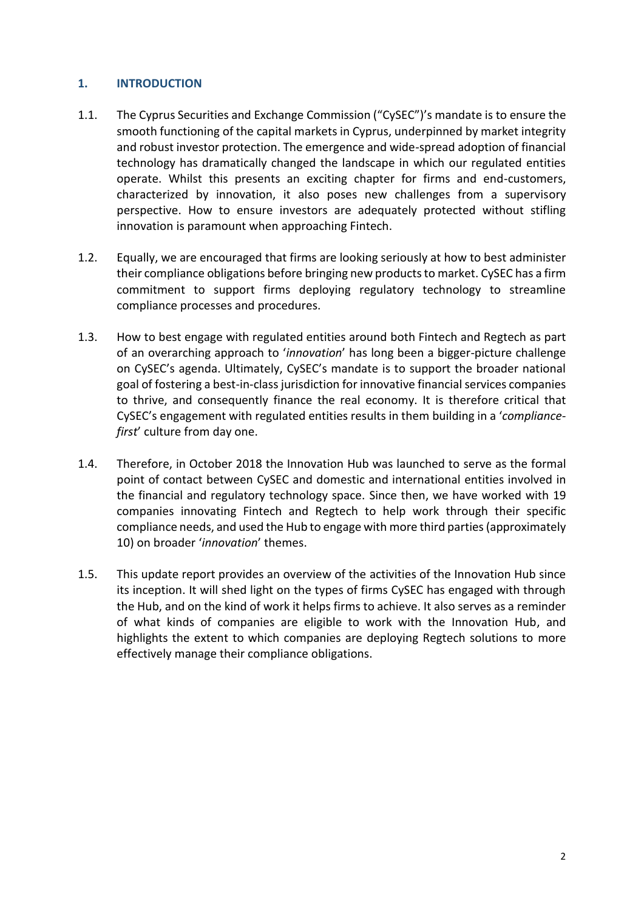## 1. INTRODUCTION

1.1. The Cyprus Securities and Exchange Commission ("CySEC")'s mandate is to ensure the smooth functioning of the capital markets in Cyprus, underpinned by market integrity and robust investor protection. The emergence and wide-spread adoption of financial technology has dramatically changed the landscape in which our regulated entities operate. Whilst this presents an exciting chapter for firms and end-customers, characterized by innovation, it also poses new challenges from a supervisory perspective. How to ensure investors are adequately protected without stifling innovation is paramount when approaching Fintech.

1.2. Equally, we are encouraged that firms are looking seriously at how to best administer their compliance obligations before bringing new products to market. CySEC has a firm commitment to support firms deploying regulatory technology to streamline compliance processes and procedures.

1.3. How to best engage with regulated entities around both Fintech and Regtech as part of an overarching approach to '*innovation*' has long been a bigger-picture challenge on CySEC's agenda. Ultimately, CySEC's mandate is to support the broader national goal of fostering a best-in-class jurisdiction for innovative financial services companies to thrive, and consequently finance the real economy. It is therefore critical that CySEC's engagement with regulated entities results in them building in a '*compliance-first*' culture from day one.

1.4. Therefore, in October 2018 the Innovation Hub was launched to serve as the formal point of contact between CySEC and domestic and international entities involved in the financial and regulatory technology space. Since then, we have worked with 19 companies innovating Fintech and Regtech to help work through their specific compliance needs, and used the Hub to engage with more third parties (approximately 10) on broader '*innovation*' themes.

1.5. This update report provides an overview of the activities of the Innovation Hub since its inception. It will shed light on the types of firms CySEC has engaged with through the Hub, and on the kind of work it helps firms to achieve. It also serves as a reminder of what kinds of companies are eligible to work with the Innovation Hub, and highlights the extent to which companies are deploying Regtech solutions to more effectively manage their compliance obligations.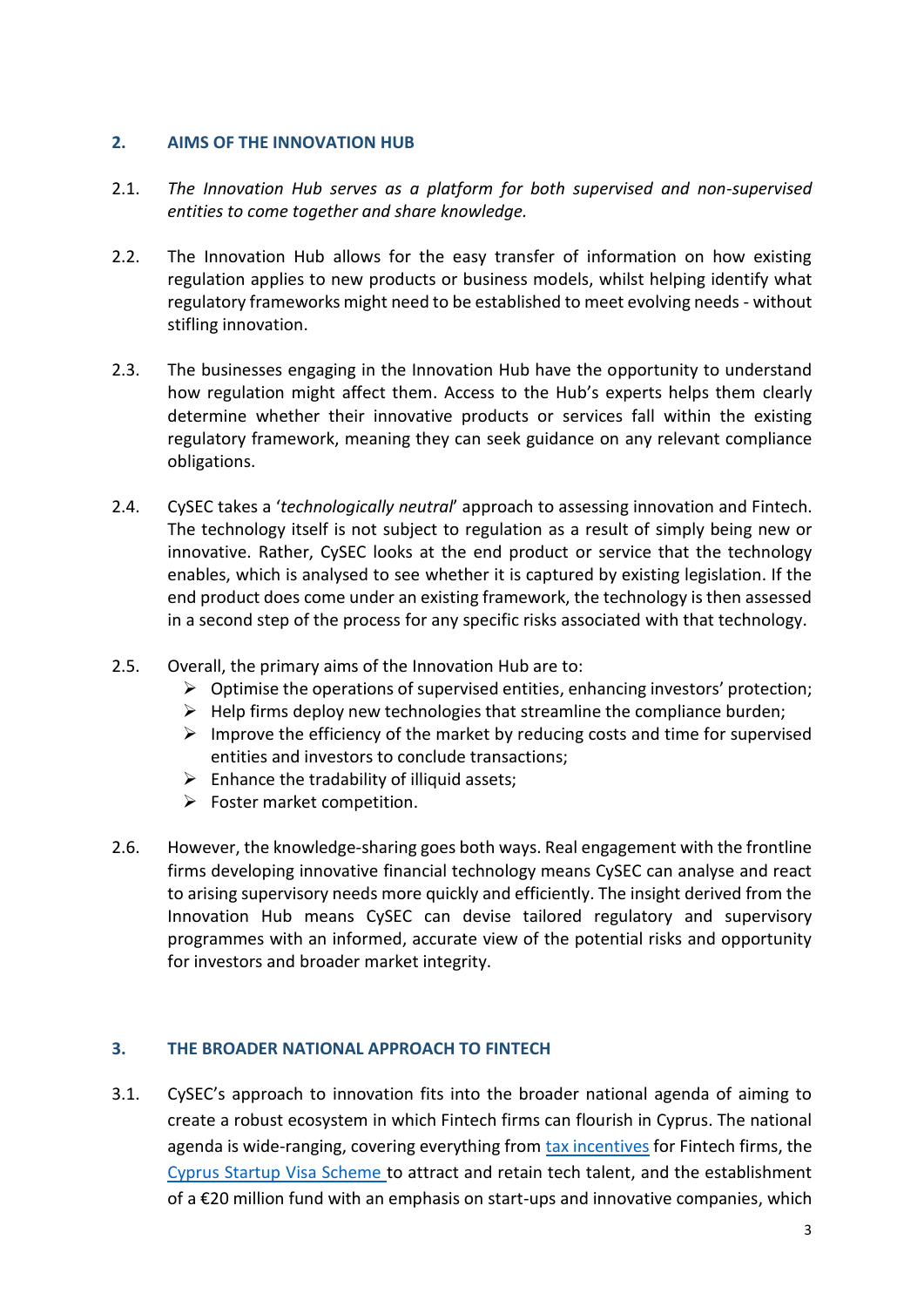## 2. AIMS OF THE INNOVATION HUB

2.1. *The Innovation Hub serves as a platform for both supervised and non-supervised entities to come together and share knowledge.*

2.2. The Innovation Hub allows for the easy transfer of information on how existing regulation applies to new products or business models, whilst helping identify what regulatory frameworks might need to be established to meet evolving needs - without stifling innovation.

2.3. The businesses engaging in the Innovation Hub have the opportunity to understand how regulation might affect them. Access to the Hub's experts helps them clearly determine whether their innovative products or services fall within the existing regulatory framework, meaning they can seek guidance on any relevant compliance obligations.

2.4. CySEC takes a '*technologically neutral*' approach to assessing innovation and Fintech. The technology itself is not subject to regulation as a result of simply being new or innovative. Rather, CySEC looks at the end product or service that the technology enables, which is analysed to see whether it is captured by existing legislation. If the end product does come under an existing framework, the technology is then assessed in a second step of the process for any specific risks associated with that technology.

2.5. Overall, the primary aims of the Innovation Hub are to:

- Optimise the operations of supervised entities, enhancing investors' protection;
- Help firms deploy new technologies that streamline the compliance burden;
- Improve the efficiency of the market by reducing costs and time for supervised entities and investors to conclude transactions;
- Enhance the tradability of illiquid assets;
- Foster market competition.

2.6. However, the knowledge-sharing goes both ways. Real engagement with the frontline firms developing innovative financial technology means CySEC can analyse and react to arising supervisory needs more quickly and efficiently. The insight derived from the Innovation Hub means CySEC can devise tailored regulatory and supervisory programmes with an informed, accurate view of the potential risks and opportunity for investors and broader market integrity.

## 3. THE BROADER NATIONAL APPROACH TO FINTECH

3.1. CySEC's approach to innovation fits into the broader national agenda of aiming to create a robust ecosystem in which Fintech firms can flourish in Cyprus. The national agenda is wide-ranging, covering everything from tax incentives for Fintech firms, the Cyprus Startup Visa Scheme to attract and retain tech talent, and the establishment of a €20 million fund with an emphasis on start-ups and innovative companies, which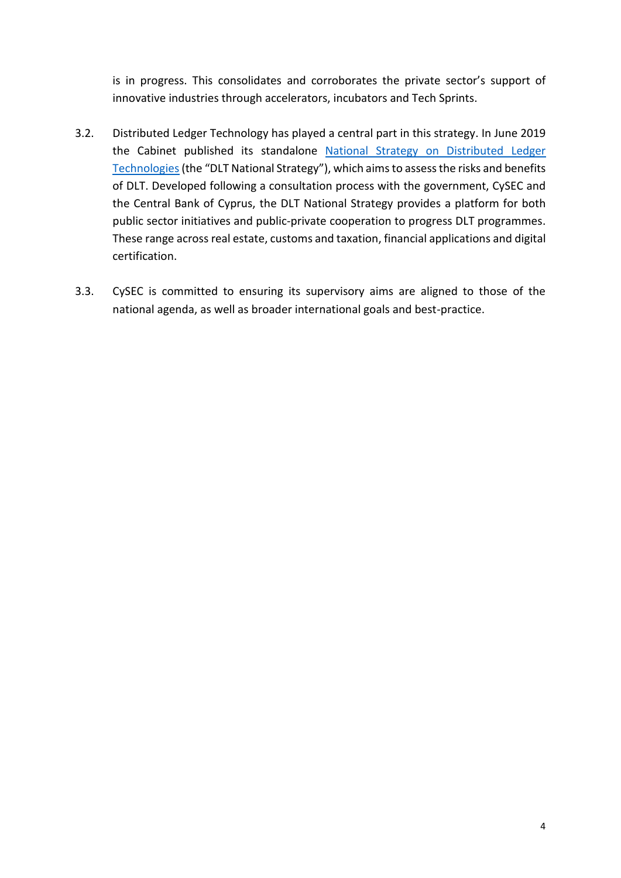is in progress. This consolidates and corroborates the private sector's support of innovative industries through accelerators, incubators and Tech Sprints.

3.2. Distributed Ledger Technology has played a central part in this strategy. In June 2019 the Cabinet published its standalone [National Strategy on Distributed Ledger Technologies](#) (the "DLT National Strategy"), which aims to assess the risks and benefits of DLT. Developed following a consultation process with the government, CySEC and the Central Bank of Cyprus, the DLT National Strategy provides a platform for both public sector initiatives and public-private cooperation to progress DLT programmes. These range across real estate, customs and taxation, financial applications and digital certification.

3.3. CySEC is committed to ensuring its supervisory aims are aligned to those of the national agenda, as well as broader international goals and best-practice.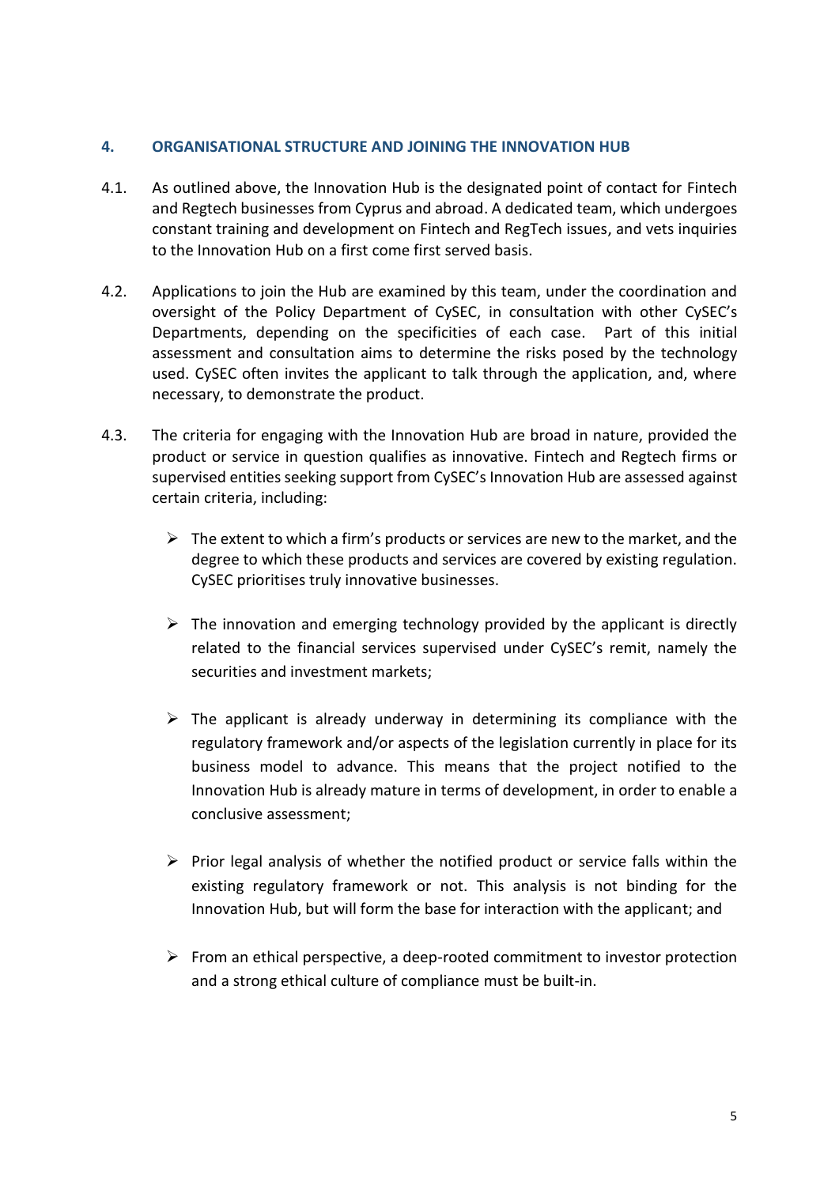## 4. ORGANISATIONAL STRUCTURE AND JOINING THE INNOVATION HUB

4.1. As outlined above, the Innovation Hub is the designated point of contact for Fintech and Regtech businesses from Cyprus and abroad. A dedicated team, which undergoes constant training and development on Fintech and RegTech issues, and vets inquiries to the Innovation Hub on a first come first served basis.

4.2. Applications to join the Hub are examined by this team, under the coordination and oversight of the Policy Department of CySEC, in consultation with other CySEC's Departments, depending on the specificities of each case. Part of this initial assessment and consultation aims to determine the risks posed by the technology used. CySEC often invites the applicant to talk through the application, and, where necessary, to demonstrate the product.

4.3. The criteria for engaging with the Innovation Hub are broad in nature, provided the product or service in question qualifies as innovative. Fintech and Regtech firms or supervised entities seeking support from CySEC's Innovation Hub are assessed against certain criteria, including:

- The extent to which a firm's products or services are new to the market, and the degree to which these products and services are covered by existing regulation. CySEC prioritises truly innovative businesses.

- The innovation and emerging technology provided by the applicant is directly related to the financial services supervised under CySEC's remit, namely the securities and investment markets;

- The applicant is already underway in determining its compliance with the regulatory framework and/or aspects of the legislation currently in place for its business model to advance. This means that the project notified to the Innovation Hub is already mature in terms of development, in order to enable a conclusive assessment;

- Prior legal analysis of whether the notified product or service falls within the existing regulatory framework or not. This analysis is not binding for the Innovation Hub, but will form the base for interaction with the applicant; and

- From an ethical perspective, a deep-rooted commitment to investor protection and a strong ethical culture of compliance must be built-in.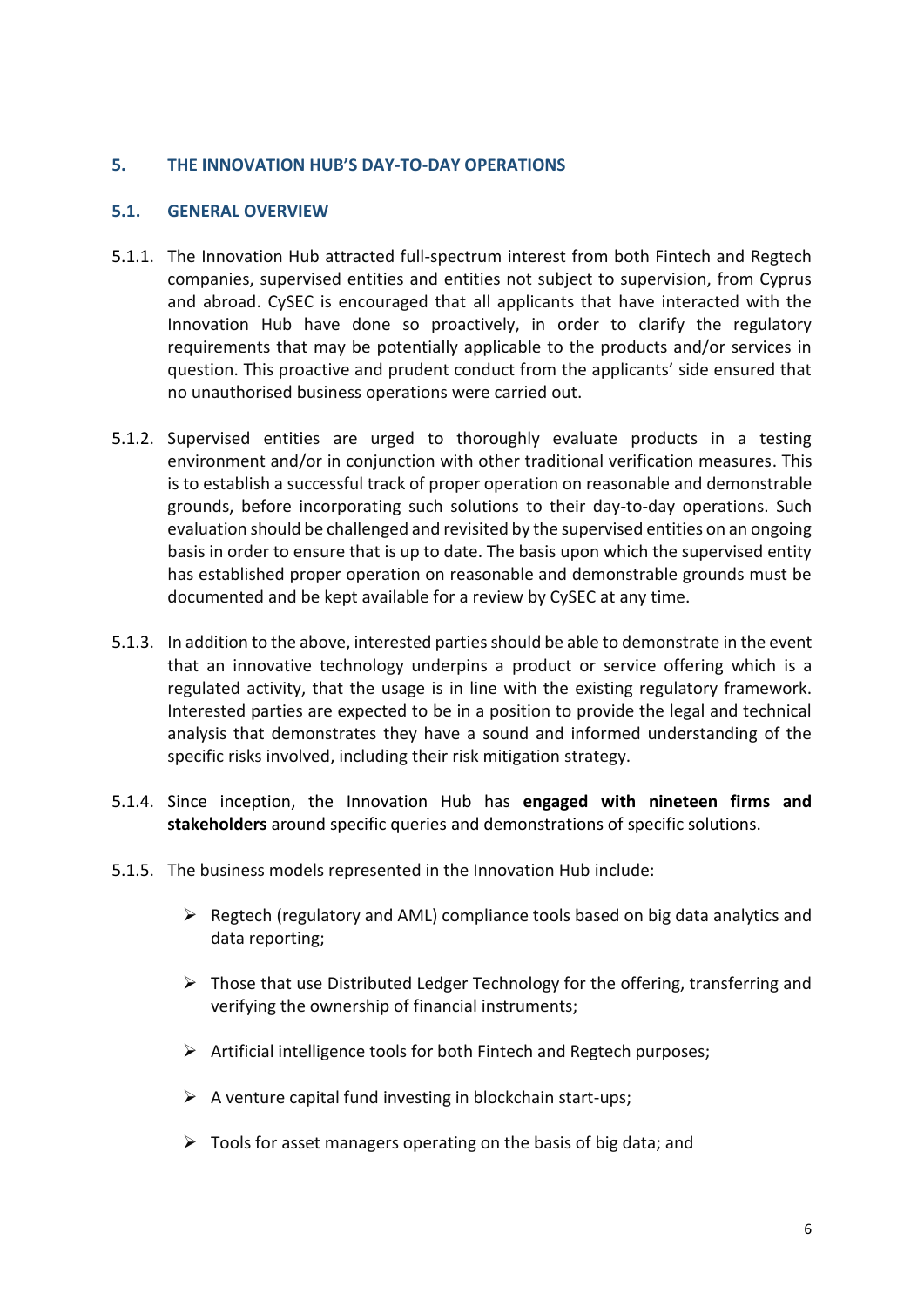## 5. THE INNOVATION HUB'S DAY-TO-DAY OPERATIONS

### 5.1. GENERAL OVERVIEW

5.1.1. The Innovation Hub attracted full-spectrum interest from both Fintech and Regtech companies, supervised entities and entities not subject to supervision, from Cyprus and abroad. CySEC is encouraged that all applicants that have interacted with the Innovation Hub have done so proactively, in order to clarify the regulatory requirements that may be potentially applicable to the products and/or services in question. This proactive and prudent conduct from the applicants' side ensured that no unauthorised business operations were carried out.

5.1.2. Supervised entities are urged to thoroughly evaluate products in a testing environment and/or in conjunction with other traditional verification measures. This is to establish a successful track of proper operation on reasonable and demonstrable grounds, before incorporating such solutions to their day-to-day operations. Such evaluation should be challenged and revisited by the supervised entities on an ongoing basis in order to ensure that is up to date. The basis upon which the supervised entity has established proper operation on reasonable and demonstrable grounds must be documented and be kept available for a review by CySEC at any time.

5.1.3. In addition to the above, interested parties should be able to demonstrate in the event that an innovative technology underpins a product or service offering which is a regulated activity, that the usage is in line with the existing regulatory framework. Interested parties are expected to be in a position to provide the legal and technical analysis that demonstrates they have a sound and informed understanding of the specific risks involved, including their risk mitigation strategy.

5.1.4. Since inception, the Innovation Hub has **engaged with nineteen firms and stakeholders** around specific queries and demonstrations of specific solutions.

5.1.5. The business models represented in the Innovation Hub include:

- Regtech (regulatory and AML) compliance tools based on big data analytics and data reporting;
- Those that use Distributed Ledger Technology for the offering, transferring and verifying the ownership of financial instruments;
- Artificial intelligence tools for both Fintech and Regtech purposes;
- A venture capital fund investing in blockchain start-ups;
- Tools for asset managers operating on the basis of big data; and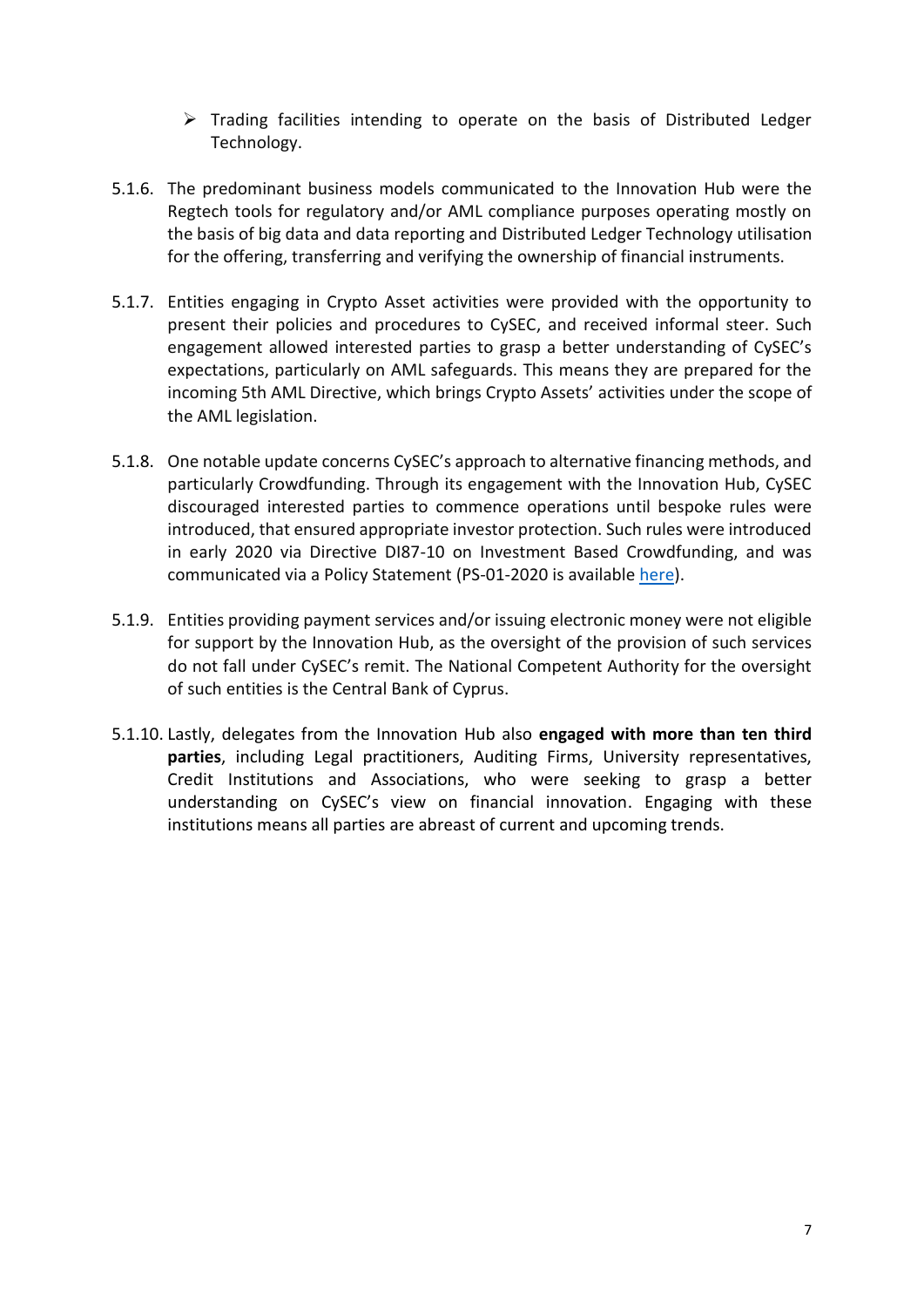- Trading facilities intending to operate on the basis of Distributed Ledger Technology.

5.1.6. The predominant business models communicated to the Innovation Hub were the Regtech tools for regulatory and/or AML compliance purposes operating mostly on the basis of big data and data reporting and Distributed Ledger Technology utilisation for the offering, transferring and verifying the ownership of financial instruments.

5.1.7. Entities engaging in Crypto Asset activities were provided with the opportunity to present their policies and procedures to CySEC, and received informal steer. Such engagement allowed interested parties to grasp a better understanding of CySEC's expectations, particularly on AML safeguards. This means they are prepared for the incoming 5th AML Directive, which brings Crypto Assets' activities under the scope of the AML legislation.

5.1.8. One notable update concerns CySEC's approach to alternative financing methods, and particularly Crowdfunding. Through its engagement with the Innovation Hub, CySEC discouraged interested parties to commence operations until bespoke rules were introduced, that ensured appropriate investor protection. Such rules were introduced in early 2020 via Directive DI87-10 on Investment Based Crowdfunding, and was communicated via a Policy Statement (PS-01-2020 is available here).

5.1.9. Entities providing payment services and/or issuing electronic money were not eligible for support by the Innovation Hub, as the oversight of the provision of such services do not fall under CySEC's remit. The National Competent Authority for the oversight of such entities is the Central Bank of Cyprus.

5.1.10. Lastly, delegates from the Innovation Hub also **engaged with more than ten third parties**, including Legal practitioners, Auditing Firms, University representatives, Credit Institutions and Associations, who were seeking to grasp a better understanding on CySEC's view on financial innovation. Engaging with these institutions means all parties are abreast of current and upcoming trends.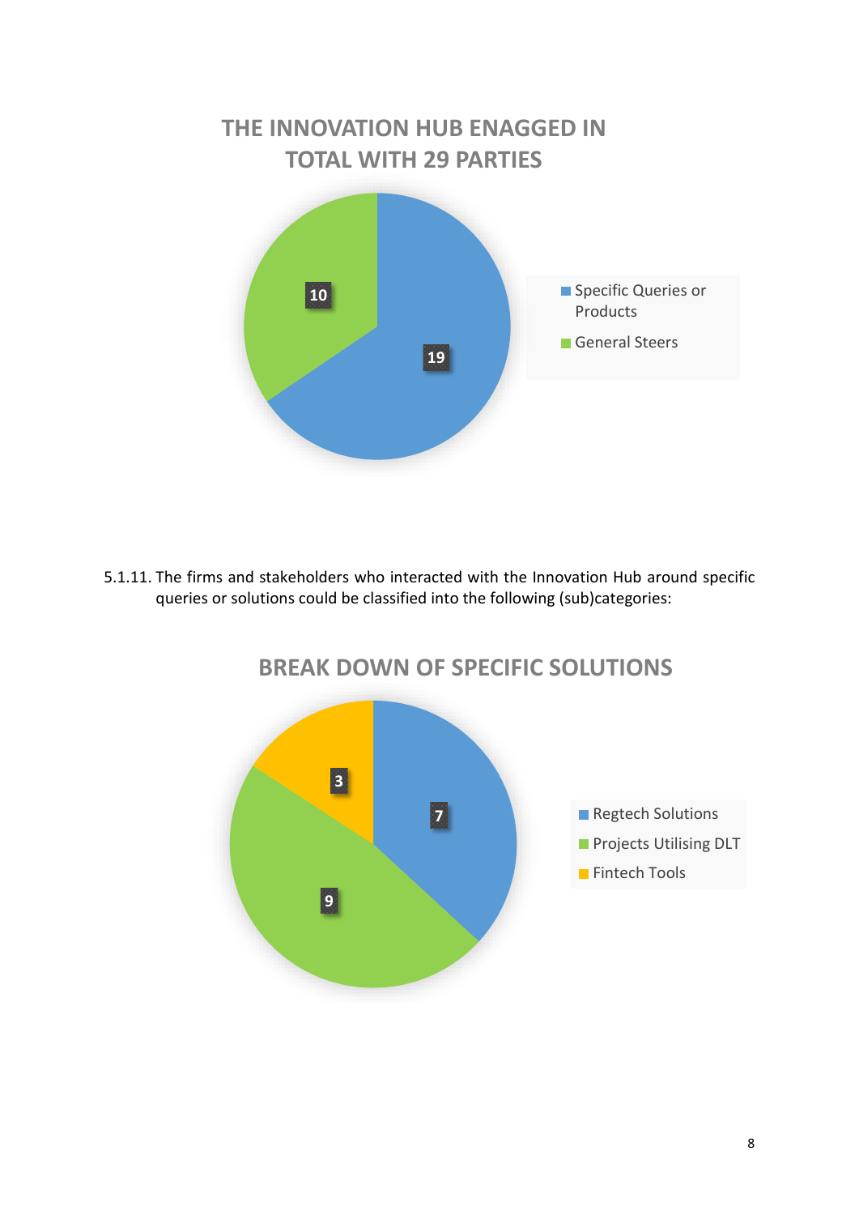**THE INNOVATION HUB ENAGGED IN TOTAL WITH 29 PARTIES**

| Category | Count |
|---|---|
| Specific Queries or Products | 19 |
| General Steers | 10 |

5.1.11. The firms and stakeholders who interacted with the Innovation Hub around specific queries or solutions could be classified into the following (sub)categories:

**BREAK DOWN OF SPECIFIC SOLUTIONS**

| Category | Count |
|---|---|
| Regtech Solutions | 7 |
| Projects Utilising DLT | 9 |
| Fintech Tools | 3 |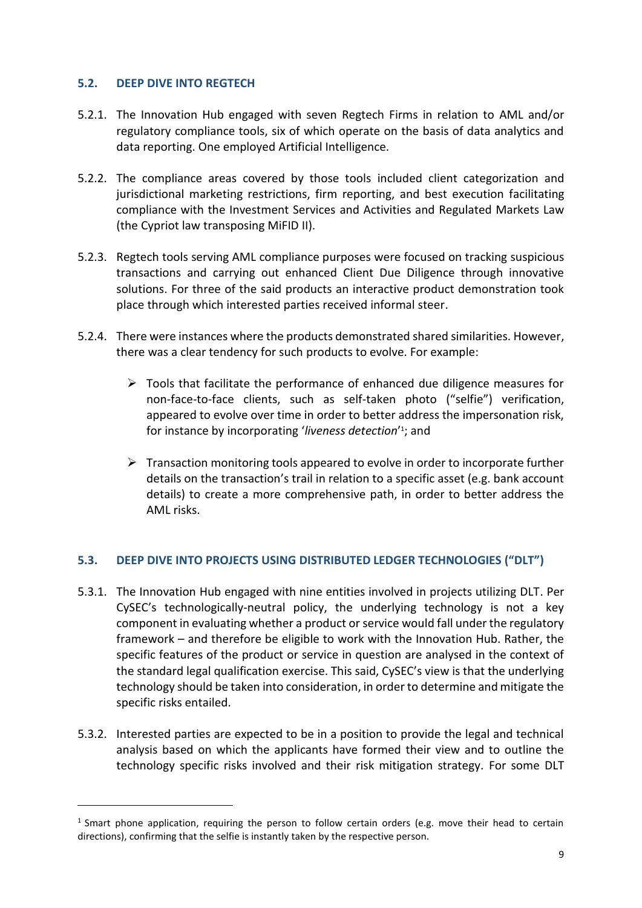### 5.2. DEEP DIVE INTO REGTECH

5.2.1. The Innovation Hub engaged with seven Regtech Firms in relation to AML and/or regulatory compliance tools, six of which operate on the basis of data analytics and data reporting. One employed Artificial Intelligence.

5.2.2. The compliance areas covered by those tools included client categorization and jurisdictional marketing restrictions, firm reporting, and best execution facilitating compliance with the Investment Services and Activities and Regulated Markets Law (the Cypriot law transposing MiFID II).

5.2.3. Regtech tools serving AML compliance purposes were focused on tracking suspicious transactions and carrying out enhanced Client Due Diligence through innovative solutions. For three of the said products an interactive product demonstration took place through which interested parties received informal steer.

5.2.4. There were instances where the products demonstrated shared similarities. However, there was a clear tendency for such products to evolve. For example:

- Tools that facilitate the performance of enhanced due diligence measures for non-face-to-face clients, such as self-taken photo ("selfie") verification, appeared to evolve over time in order to better address the impersonation risk, for instance by incorporating '*liveness detection*'[1]; and

- Transaction monitoring tools appeared to evolve in order to incorporate further details on the transaction's trail in relation to a specific asset (e.g. bank account details) to create a more comprehensive path, in order to better address the AML risks.

### 5.3. DEEP DIVE INTO PROJECTS USING DISTRIBUTED LEDGER TECHNOLOGIES ("DLT")

5.3.1. The Innovation Hub engaged with nine entities involved in projects utilizing DLT. Per CySEC's technologically-neutral policy, the underlying technology is not a key component in evaluating whether a product or service would fall under the regulatory framework – and therefore be eligible to work with the Innovation Hub. Rather, the specific features of the product or service in question are analysed in the context of the standard legal qualification exercise. This said, CySEC's view is that the underlying technology should be taken into consideration, in order to determine and mitigate the specific risks entailed.

5.3.2. Interested parties are expected to be in a position to provide the legal and technical analysis based on which the applicants have formed their view and to outline the technology specific risks involved and their risk mitigation strategy. For some DLT

---

[1] Smart phone application, requiring the person to follow certain orders (e.g. move their head to certain directions), confirming that the selfie is instantly taken by the respective person.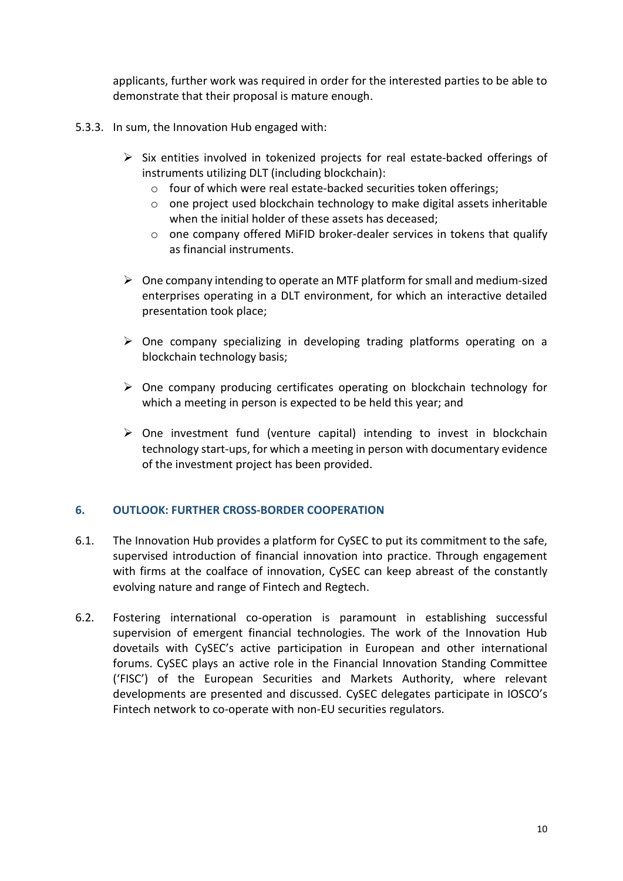applicants, further work was required in order for the interested parties to be able to demonstrate that their proposal is mature enough.

5.3.3. In sum, the Innovation Hub engaged with:

- Six entities involved in tokenized projects for real estate-backed offerings of instruments utilizing DLT (including blockchain):
  - four of which were real estate-backed securities token offerings;
  - one project used blockchain technology to make digital assets inheritable when the initial holder of these assets has deceased;
  - one company offered MiFID broker-dealer services in tokens that qualify as financial instruments.

- One company intending to operate an MTF platform for small and medium-sized enterprises operating in a DLT environment, for which an interactive detailed presentation took place;

- One company specializing in developing trading platforms operating on a blockchain technology basis;

- One company producing certificates operating on blockchain technology for which a meeting in person is expected to be held this year; and

- One investment fund (venture capital) intending to invest in blockchain technology start-ups, for which a meeting in person with documentary evidence of the investment project has been provided.

## 6. OUTLOOK: FURTHER CROSS-BORDER COOPERATION

6.1. The Innovation Hub provides a platform for CySEC to put its commitment to the safe, supervised introduction of financial innovation into practice. Through engagement with firms at the coalface of innovation, CySEC can keep abreast of the constantly evolving nature and range of Fintech and Regtech.

6.2. Fostering international co-operation is paramount in establishing successful supervision of emergent financial technologies. The work of the Innovation Hub dovetails with CySEC's active participation in European and other international forums. CySEC plays an active role in the Financial Innovation Standing Committee ('FISC') of the European Securities and Markets Authority, where relevant developments are presented and discussed. CySEC delegates participate in IOSCO's Fintech network to co-operate with non-EU securities regulators.